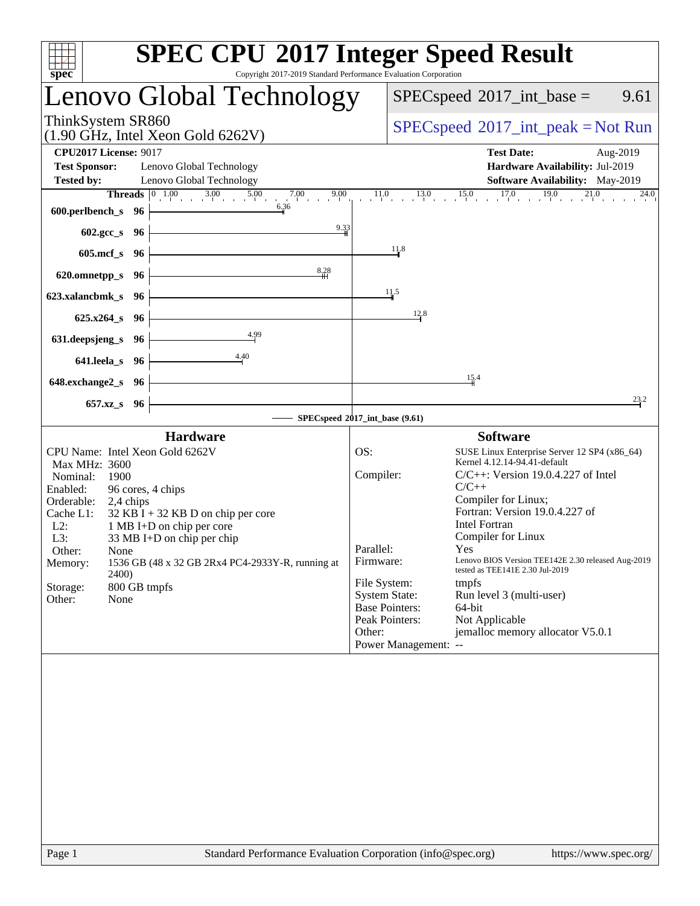# SPEC CPU 2017 Integer Speed Result

Copyright 2017-2019 Standard Performance Evaluation Corporation

## Lenovo Global Technology

ThinkSystem SR860
(1.90 GHz, Intel Xeon Gold 6262V)

SPECspeed 2017_int_base = 9.61

SPECspeed 2017_int_peak = Not Run

| | | | |
|---|---|---|---|
| **CPU2017 License:** | 9017 | **Test Date:** | Aug-2019 |
| **Test Sponsor:** | Lenovo Global Technology | **Hardware Availability:** | Jul-2019 |
| **Tested by:** | Lenovo Global Technology | **Software Availability:** | May-2019 |

Threads 0 1.00 3.00 5.00 7.00 9.00 11.0 13.0 15.0 17.0 19.0 21.0 24.0

600.perlbench_s 96 6.36

602.gcc_s 96 9.33

605.mcf_s 96 11.8

620.omnetpp_s 96 8.28

623.xalancbmk_s 96 11.5

625.x264_s 96 12.8

631.deepsjeng_s 96 4.99

641.leela_s 96 4.40

648.exchange2_s 96 15.4

657.xz_s 96 23.2

SPECspeed 2017_int_base (9.61)

### Hardware

| | |
|---|---|
| CPU Name: | Intel Xeon Gold 6262V |
| Max MHz: | 3600 |
| Nominal: | 1900 |
| Enabled: | 96 cores, 4 chips |
| Orderable: | 2,4 chips |
| Cache L1: | 32 KB I + 32 KB D on chip per core |
| L2: | 1 MB I+D on chip per core |
| L3: | 33 MB I+D on chip per chip |
| Other: | None |
| Memory: | 1536 GB (48 x 32 GB 2Rx4 PC4-2933Y-R, running at 2400) |
| Storage: | 800 GB tmpfs |
| Other: | None |

### Software

| | |
|---|---|
| OS: | SUSE Linux Enterprise Server 12 SP4 (x86_64) Kernel 4.12.14-94.41-default |
| Compiler: | C/C++: Version 19.0.4.227 of Intel C/C++ Compiler for Linux; Fortran: Version 19.0.4.227 of Intel Fortran Compiler for Linux |
| Parallel: | Yes |
| Firmware: | Lenovo BIOS Version TEE142E 2.30 released Aug-2019 tested as TEE141E 2.30 Jul-2019 |
| File System: | tmpfs |
| System State: | Run level 3 (multi-user) |
| Base Pointers: | 64-bit |
| Peak Pointers: | Not Applicable |
| Other: | jemalloc memory allocator V5.0.1 |
| Power Management: | -- |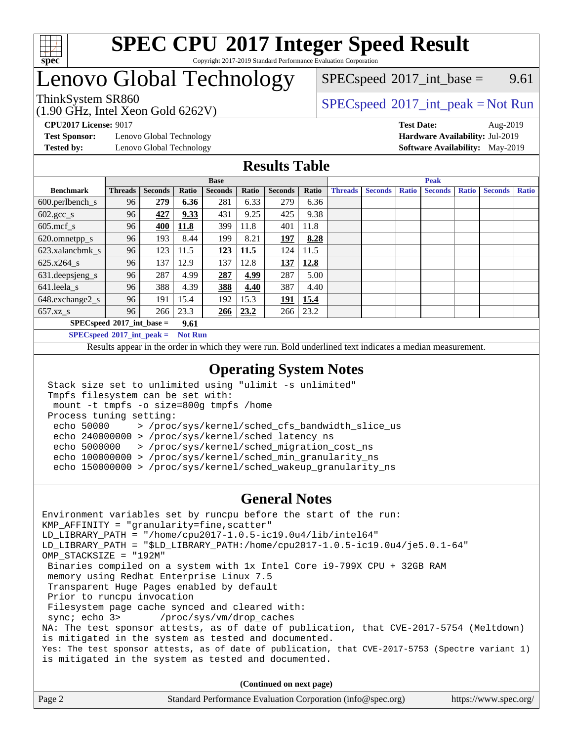# SPEC CPU 2017 Integer Speed Result

Copyright 2017-2019 Standard Performance Evaluation Corporation

# Lenovo Global Technology

ThinkSystem SR860
(1.90 GHz, Intel Xeon Gold 6262V)

SPECspeed 2017_int_base = 9.61

SPECspeed 2017_int_peak = Not Run

**CPU2017 License:** 9017
**Test Sponsor:** Lenovo Global Technology
**Tested by:** Lenovo Global Technology

**Test Date:** Aug-2019
**Hardware Availability:** Jul-2019
**Software Availability:** May-2019

## Results Table

| Benchmark | Base | | | | | | | Peak | | | | | | |
|---|---|---|---|---|---|---|---|---|---|---|---|---|---|---|
| | Threads | Seconds | Ratio | Seconds | Ratio | Seconds | Ratio | Threads | Seconds | Ratio | Seconds | Ratio | Seconds | Ratio |
| 600.perlbench_s | 96 | **279** | **6.36** | 281 | 6.33 | 279 | 6.36 | | | | | | | |
| 602.gcc_s | 96 | **427** | **9.33** | 431 | 9.25 | 425 | 9.38 | | | | | | | |
| 605.mcf_s | 96 | **400** | **11.8** | 399 | 11.8 | 401 | 11.8 | | | | | | | |
| 620.omnetpp_s | 96 | 193 | 8.44 | 199 | 8.21 | **197** | **8.28** | | | | | | | |
| 623.xalancbmk_s | 96 | 123 | 11.5 | **123** | **11.5** | 124 | 11.5 | | | | | | | |
| 625.x264_s | 96 | 137 | 12.9 | 137 | 12.8 | **137** | **12.8** | | | | | | | |
| 631.deepsjeng_s | 96 | 287 | 4.99 | **287** | **4.99** | 287 | 5.00 | | | | | | | |
| 641.leela_s | 96 | 388 | 4.39 | **388** | **4.40** | 387 | 4.40 | | | | | | | |
| 648.exchange2_s | 96 | 191 | 15.4 | 192 | 15.3 | **191** | **15.4** | | | | | | | |
| 657.xz_s | 96 | 266 | 23.3 | **266** | **23.2** | 266 | 23.2 | | | | | | | |

**SPECspeed 2017_int_base = 9.61**

**SPECspeed 2017_int_peak = Not Run**

Results appear in the order in which they were run. Bold underlined text indicates a median measurement.

## Operating System Notes

```
Stack size set to unlimited using "ulimit -s unlimited"
Tmpfs filesystem can be set with:
 mount -t tmpfs -o size=800g tmpfs /home
Process tuning setting:
 echo 50000     > /proc/sys/kernel/sched_cfs_bandwidth_slice_us
 echo 240000000 > /proc/sys/kernel/sched_latency_ns
 echo 5000000   > /proc/sys/kernel/sched_migration_cost_ns
 echo 100000000 > /proc/sys/kernel/sched_min_granularity_ns
 echo 150000000 > /proc/sys/kernel/sched_wakeup_granularity_ns
```

## General Notes

```
Environment variables set by runcpu before the start of the run:
KMP_AFFINITY = "granularity=fine,scatter"
LD_LIBRARY_PATH = "/home/cpu2017-1.0.5-ic19.0u4/lib/intel64"
LD_LIBRARY_PATH = "$LD_LIBRARY_PATH:/home/cpu2017-1.0.5-ic19.0u4/je5.0.1-64"
OMP_STACKSIZE = "192M"
 Binaries compiled on a system with 1x Intel Core i9-799X CPU + 32GB RAM
 memory using Redhat Enterprise Linux 7.5
 Transparent Huge Pages enabled by default
 Prior to runcpu invocation
 Filesystem page cache synced and cleared with:
 sync; echo 3>       /proc/sys/vm/drop_caches
NA: The test sponsor attests, as of date of publication, that CVE-2017-5754 (Meltdown)
is mitigated in the system as tested and documented.
Yes: The test sponsor attests, as of date of publication, that CVE-2017-5753 (Spectre variant 1)
is mitigated in the system as tested and documented.
```

**(Continued on next page)**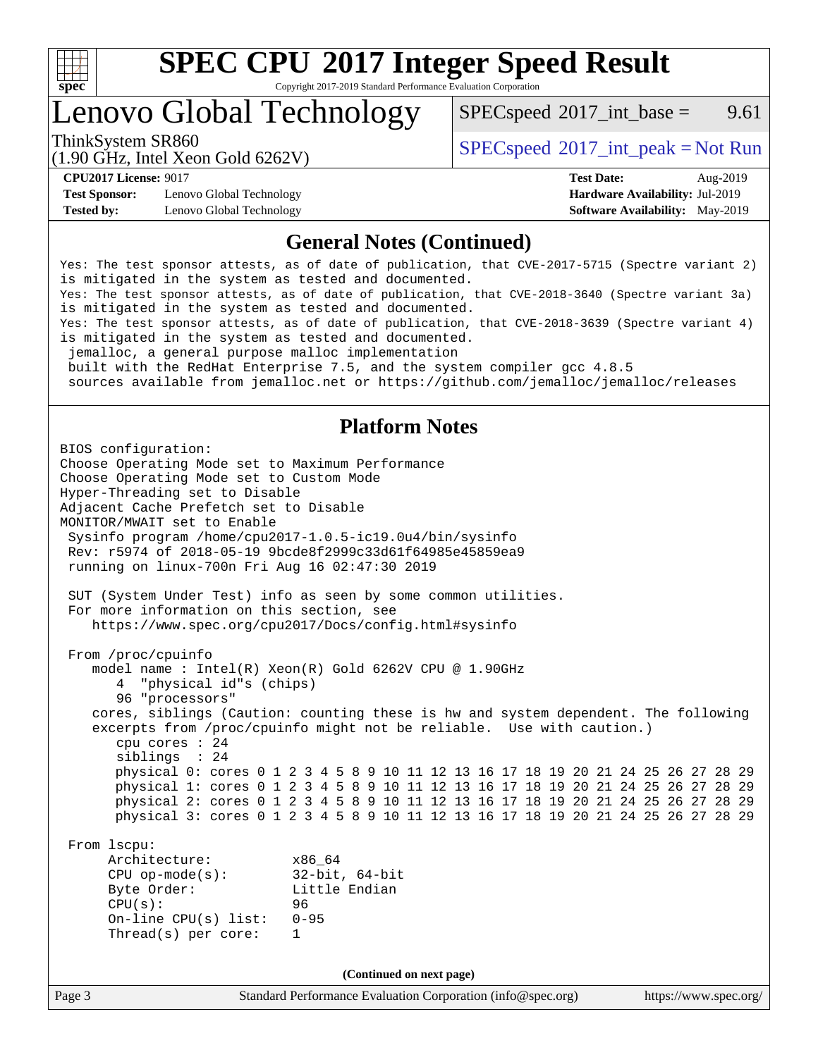# SPEC CPU 2017 Integer Speed Result

Copyright 2017-2019 Standard Performance Evaluation Corporation

# Lenovo Global Technology

ThinkSystem SR860
(1.90 GHz, Intel Xeon Gold 6262V)

SPECspeed 2017_int_base = 9.61

SPECspeed 2017_int_peak = Not Run

**CPU2017 License:** 9017
**Test Sponsor:** Lenovo Global Technology
**Tested by:** Lenovo Global Technology

**Test Date:** Aug-2019
**Hardware Availability:** Jul-2019
**Software Availability:** May-2019

## General Notes (Continued)

```
Yes: The test sponsor attests, as of date of publication, that CVE-2017-5715 (Spectre variant 2)
is mitigated in the system as tested and documented.
Yes: The test sponsor attests, as of date of publication, that CVE-2018-3640 (Spectre variant 3a)
is mitigated in the system as tested and documented.
Yes: The test sponsor attests, as of date of publication, that CVE-2018-3639 (Spectre variant 4)
is mitigated in the system as tested and documented.
 jemalloc, a general purpose malloc implementation
 built with the RedHat Enterprise 7.5, and the system compiler gcc 4.8.5
 sources available from jemalloc.net or https://github.com/jemalloc/jemalloc/releases
```

## Platform Notes

```
BIOS configuration:
Choose Operating Mode set to Maximum Performance
Choose Operating Mode set to Custom Mode
Hyper-Threading set to Disable
Adjacent Cache Prefetch set to Disable
MONITOR/MWAIT set to Enable
 Sysinfo program /home/cpu2017-1.0.5-ic19.0u4/bin/sysinfo
 Rev: r5974 of 2018-05-19 9bcde8f2999c33d61f64985e45859ea9
 running on linux-700n Fri Aug 16 02:47:30 2019

 SUT (System Under Test) info as seen by some common utilities.
 For more information on this section, see
    https://www.spec.org/cpu2017/Docs/config.html#sysinfo

 From /proc/cpuinfo
    model name : Intel(R) Xeon(R) Gold 6262V CPU @ 1.90GHz
       4  "physical id"s (chips)
       96 "processors"
    cores, siblings (Caution: counting these is hw and system dependent. The following
    excerpts from /proc/cpuinfo might not be reliable.  Use with caution.)
       cpu cores : 24
       siblings  : 24
       physical 0: cores 0 1 2 3 4 5 8 9 10 11 12 13 16 17 18 19 20 21 24 25 26 27 28 29
       physical 1: cores 0 1 2 3 4 5 8 9 10 11 12 13 16 17 18 19 20 21 24 25 26 27 28 29
       physical 2: cores 0 1 2 3 4 5 8 9 10 11 12 13 16 17 18 19 20 21 24 25 26 27 28 29
       physical 3: cores 0 1 2 3 4 5 8 9 10 11 12 13 16 17 18 19 20 21 24 25 26 27 28 29

 From lscpu:
      Architecture:          x86_64
      CPU op-mode(s):        32-bit, 64-bit
      Byte Order:            Little Endian
      CPU(s):                96
      On-line CPU(s) list:   0-95
      Thread(s) per core:    1
```

(Continued on next page)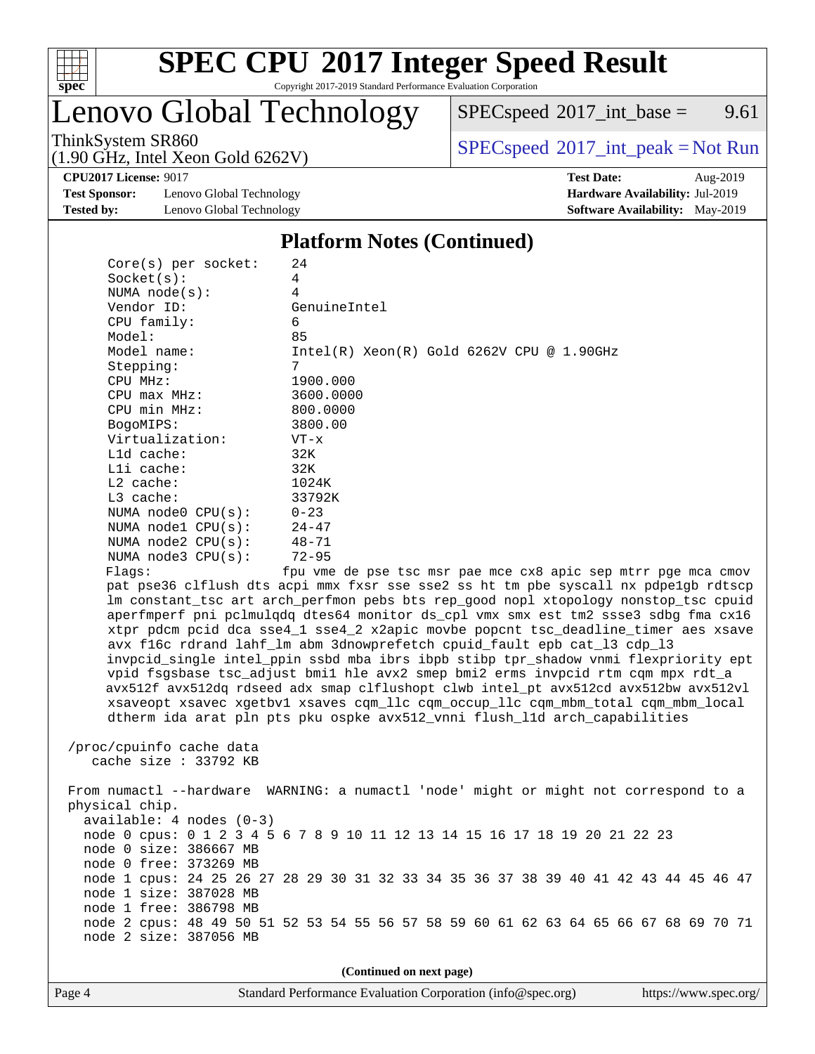## Platform Notes (Continued)

```
Core(s) per socket:    24
Socket(s):             4
NUMA node(s):          4
Vendor ID:             GenuineIntel
CPU family:            6
Model:                 85
Model name:            Intel(R) Xeon(R) Gold 6262V CPU @ 1.90GHz
Stepping:              7
CPU MHz:               1900.000
CPU max MHz:           3600.0000
CPU min MHz:           800.0000
BogoMIPS:              3800.00
Virtualization:        VT-x
L1d cache:             32K
L1i cache:             32K
L2 cache:              1024K
L3 cache:              33792K
NUMA node0 CPU(s):     0-23
NUMA node1 CPU(s):     24-47
NUMA node2 CPU(s):     48-71
NUMA node3 CPU(s):     72-95
Flags:                 fpu vme de pse tsc msr pae mce cx8 apic sep mtrr pge mca cmov
pat pse36 clflush dts acpi mmx fxsr sse sse2 ss ht tm pbe syscall nx pdpe1gb rdtscp
lm constant_tsc art arch_perfmon pebs bts rep_good nopl xtopology nonstop_tsc cpuid
aperfmperf pni pclmulqdq dtes64 monitor ds_cpl vmx smx est tm2 ssse3 sdbg fma cx16
xtpr pdcm pcid dca sse4_1 sse4_2 x2apic movbe popcnt tsc_deadline_timer aes xsave
avx f16c rdrand lahf_lm abm 3dnowprefetch cpuid_fault epb cat_l3 cdp_l3
invpcid_single intel_ppin ssbd mba ibrs ibpb stibp tpr_shadow vnmi flexpriority ept
vpid fsgsbase tsc_adjust bmi1 hle avx2 smep bmi2 erms invpcid rtm cqm mpx rdt_a
avx512f avx512dq rdseed adx smap clflushopt clwb intel_pt avx512cd avx512bw avx512vl
xsaveopt xsavec xgetbv1 xsaves cqm_llc cqm_occup_llc cqm_mbm_total cqm_mbm_local
dtherm ida arat pln pts pku ospke avx512_vnni flush_l1d arch_capabilities

/proc/cpuinfo cache data
   cache size : 33792 KB

From numactl --hardware  WARNING: a numactl 'node' might or might not correspond to a
physical chip.
  available: 4 nodes (0-3)
  node 0 cpus: 0 1 2 3 4 5 6 7 8 9 10 11 12 13 14 15 16 17 18 19 20 21 22 23
  node 0 size: 386667 MB
  node 0 free: 373269 MB
  node 1 cpus: 24 25 26 27 28 29 30 31 32 33 34 35 36 37 38 39 40 41 42 43 44 45 46 47
  node 1 size: 387028 MB
  node 1 free: 386798 MB
  node 2 cpus: 48 49 50 51 52 53 54 55 56 57 58 59 60 61 62 63 64 65 66 67 68 69 70 71
  node 2 size: 387056 MB
```

(Continued on next page)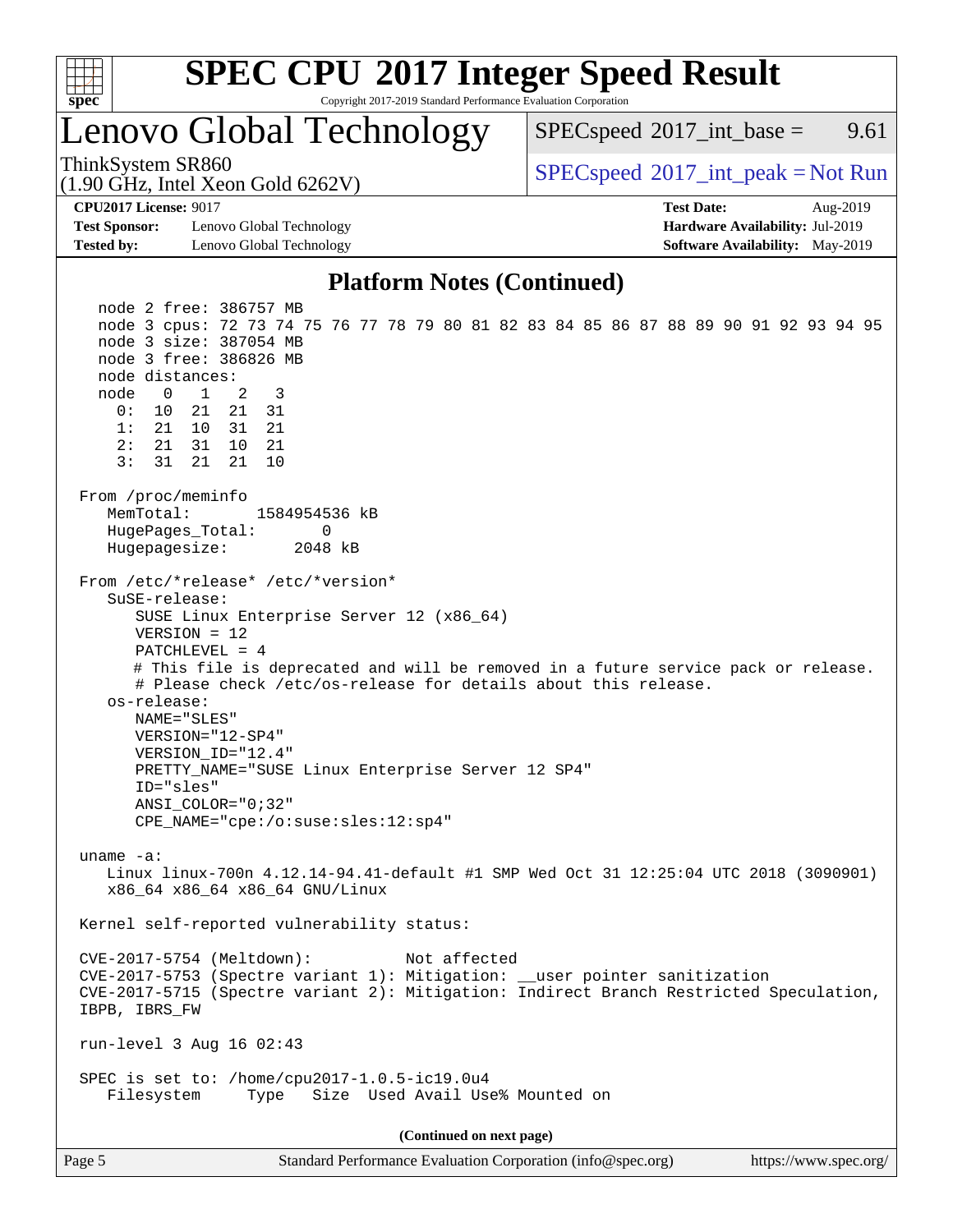# SPEC CPU 2017 Integer Speed Result

Copyright 2017-2019 Standard Performance Evaluation Corporation

## Lenovo Global Technology

ThinkSystem SR860
(1.90 GHz, Intel Xeon Gold 6262V)

SPECspeed 2017_int_base = 9.61

SPECspeed 2017_int_peak = Not Run

**CPU2017 License:** 9017
**Test Sponsor:** Lenovo Global Technology
**Tested by:** Lenovo Global Technology

**Test Date:** Aug-2019
**Hardware Availability:** Jul-2019
**Software Availability:** May-2019

### Platform Notes (Continued)

```
    node 2 free: 386757 MB
    node 3 cpus: 72 73 74 75 76 77 78 79 80 81 82 83 84 85 86 87 88 89 90 91 92 93 94 95
    node 3 size: 387054 MB
    node 3 free: 386826 MB
    node distances:
    node   0   1   2   3
      0:  10  21  21  31
      1:  21  10  31  21
      2:  21  31  10  21
      3:  31  21  21  10

 From /proc/meminfo
    MemTotal:       1584954536 kB
    HugePages_Total:       0
    Hugepagesize:       2048 kB

 From /etc/*release* /etc/*version*
    SuSE-release:
       SUSE Linux Enterprise Server 12 (x86_64)
       VERSION = 12
       PATCHLEVEL = 4
       # This file is deprecated and will be removed in a future service pack or release.
       # Please check /etc/os-release for details about this release.
    os-release:
       NAME="SLES"
       VERSION="12-SP4"
       VERSION_ID="12.4"
       PRETTY_NAME="SUSE Linux Enterprise Server 12 SP4"
       ID="sles"
       ANSI_COLOR="0;32"
       CPE_NAME="cpe:/o:suse:sles:12:sp4"

 uname -a:
    Linux linux-700n 4.12.14-94.41-default #1 SMP Wed Oct 31 12:25:04 UTC 2018 (3090901)
    x86_64 x86_64 x86_64 GNU/Linux

 Kernel self-reported vulnerability status:

 CVE-2017-5754 (Meltdown):          Not affected
 CVE-2017-5753 (Spectre variant 1): Mitigation: __user pointer sanitization
 CVE-2017-5715 (Spectre variant 2): Mitigation: Indirect Branch Restricted Speculation,
 IBPB, IBRS_FW

 run-level 3 Aug 16 02:43

 SPEC is set to: /home/cpu2017-1.0.5-ic19.0u4
    Filesystem     Type   Size  Used Avail Use% Mounted on
```

(Continued on next page)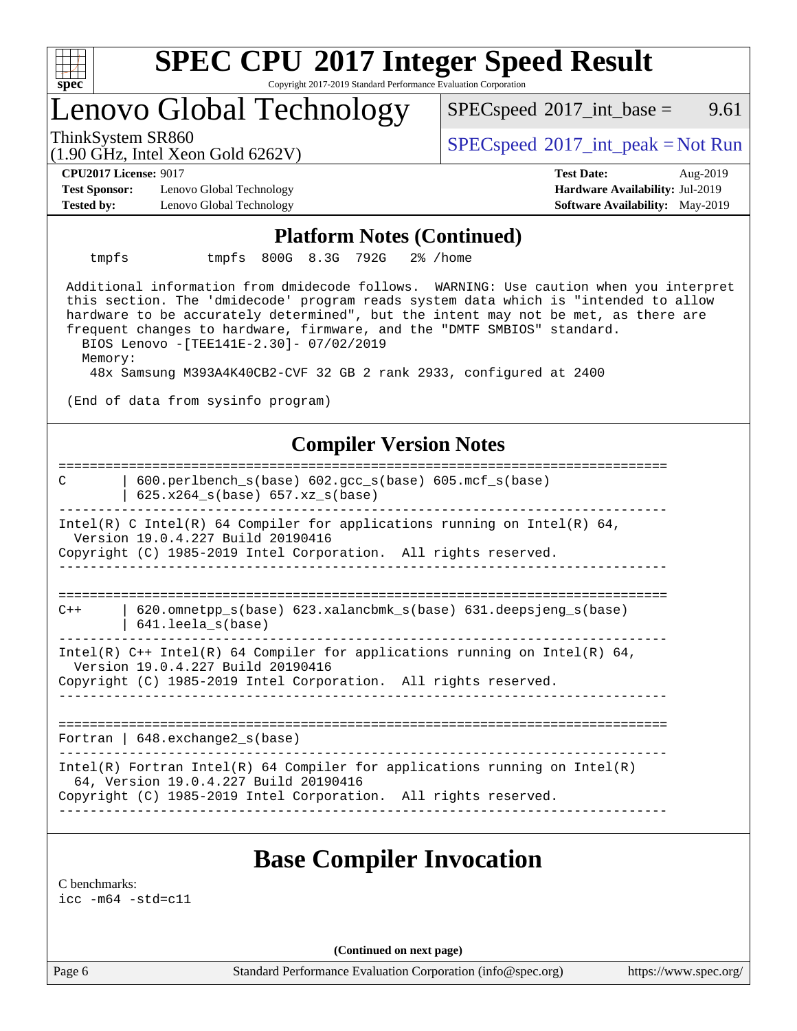## Platform Notes (Continued)

```
    tmpfs          tmpfs  800G  8.3G  792G   2% /home

 Additional information from dmidecode follows.  WARNING: Use caution when you interpret
 this section. The 'dmidecode' program reads system data which is "intended to allow
 hardware to be accurately determined", but the intent may not be met, as there are
 frequent changes to hardware, firmware, and the "DMTF SMBIOS" standard.
   BIOS Lenovo -[TEE141E-2.30]- 07/02/2019
   Memory:
     48x Samsung M393A4K40CB2-CVF 32 GB 2 rank 2933, configured at 2400

 (End of data from sysinfo program)
```

## Compiler Version Notes

```
==============================================================================
C       | 600.perlbench_s(base) 602.gcc_s(base) 605.mcf_s(base)
        | 625.x264_s(base) 657.xz_s(base)
------------------------------------------------------------------------------
Intel(R) C Intel(R) 64 Compiler for applications running on Intel(R) 64,
  Version 19.0.4.227 Build 20190416
Copyright (C) 1985-2019 Intel Corporation.  All rights reserved.
------------------------------------------------------------------------------

==============================================================================
C++     | 620.omnetpp_s(base) 623.xalancbmk_s(base) 631.deepsjeng_s(base)
        | 641.leela_s(base)
------------------------------------------------------------------------------
Intel(R) C++ Intel(R) 64 Compiler for applications running on Intel(R) 64,
  Version 19.0.4.227 Build 20190416
Copyright (C) 1985-2019 Intel Corporation.  All rights reserved.
------------------------------------------------------------------------------

==============================================================================
Fortran | 648.exchange2_s(base)
------------------------------------------------------------------------------
Intel(R) Fortran Intel(R) 64 Compiler for applications running on Intel(R)
  64, Version 19.0.4.227 Build 20190416
Copyright (C) 1985-2019 Intel Corporation.  All rights reserved.
------------------------------------------------------------------------------
```

## Base Compiler Invocation

C benchmarks:
icc -m64 -std=c11

**(Continued on next page)**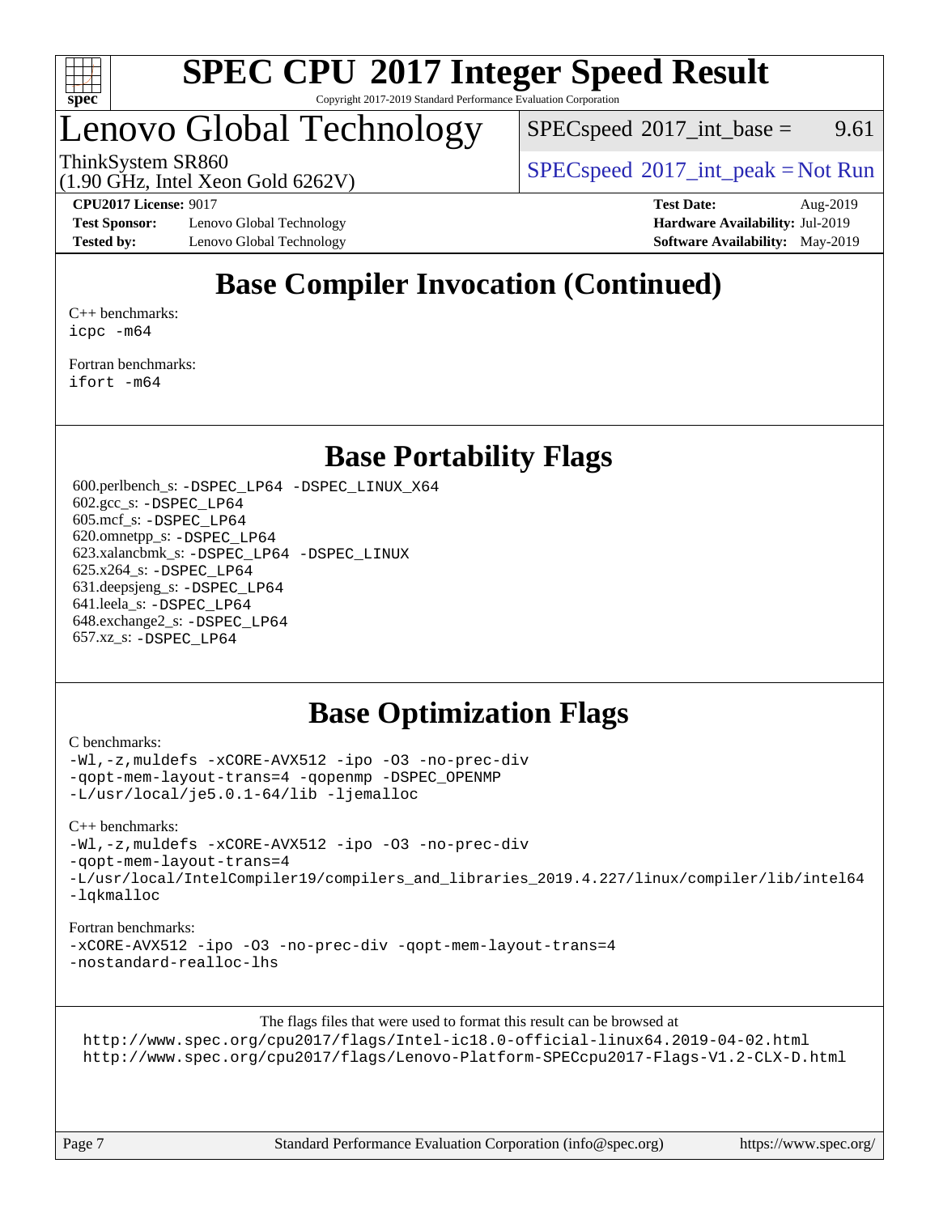# SPEC CPU 2017 Integer Speed Result

Copyright 2017-2019 Standard Performance Evaluation Corporation

## Lenovo Global Technology

ThinkSystem SR860
(1.90 GHz, Intel Xeon Gold 6262V)

SPECspeed 2017_int_base = 9.61

SPECspeed 2017_int_peak = Not Run

**CPU2017 License:** 9017
**Test Sponsor:** Lenovo Global Technology
**Tested by:** Lenovo Global Technology

**Test Date:** Aug-2019
**Hardware Availability:** Jul-2019
**Software Availability:** May-2019

## Base Compiler Invocation (Continued)

C++ benchmarks:
`icpc -m64`

Fortran benchmarks:
`ifort -m64`

## Base Portability Flags

600.perlbench_s: `-DSPEC_LP64 -DSPEC_LINUX_X64`
602.gcc_s: `-DSPEC_LP64`
605.mcf_s: `-DSPEC_LP64`
620.omnetpp_s: `-DSPEC_LP64`
623.xalancbmk_s: `-DSPEC_LP64 -DSPEC_LINUX`
625.x264_s: `-DSPEC_LP64`
631.deepsjeng_s: `-DSPEC_LP64`
641.leela_s: `-DSPEC_LP64`
648.exchange2_s: `-DSPEC_LP64`
657.xz_s: `-DSPEC_LP64`

## Base Optimization Flags

C benchmarks:
```
-Wl,-z,muldefs -xCORE-AVX512 -ipo -O3 -no-prec-div
-qopt-mem-layout-trans=4 -qopenmp -DSPEC_OPENMP
-L/usr/local/je5.0.1-64/lib -ljemalloc
```

C++ benchmarks:
```
-Wl,-z,muldefs -xCORE-AVX512 -ipo -O3 -no-prec-div
-qopt-mem-layout-trans=4
-L/usr/local/IntelCompiler19/compilers_and_libraries_2019.4.227/linux/compiler/lib/intel64
-lqkmalloc
```

Fortran benchmarks:
```
-xCORE-AVX512 -ipo -O3 -no-prec-div -qopt-mem-layout-trans=4
-nostandard-realloc-lhs
```

The flags files that were used to format this result can be browsed at
http://www.spec.org/cpu2017/flags/Intel-ic18.0-official-linux64.2019-04-02.html
http://www.spec.org/cpu2017/flags/Lenovo-Platform-SPECcpu2017-Flags-V1.2-CLX-D.html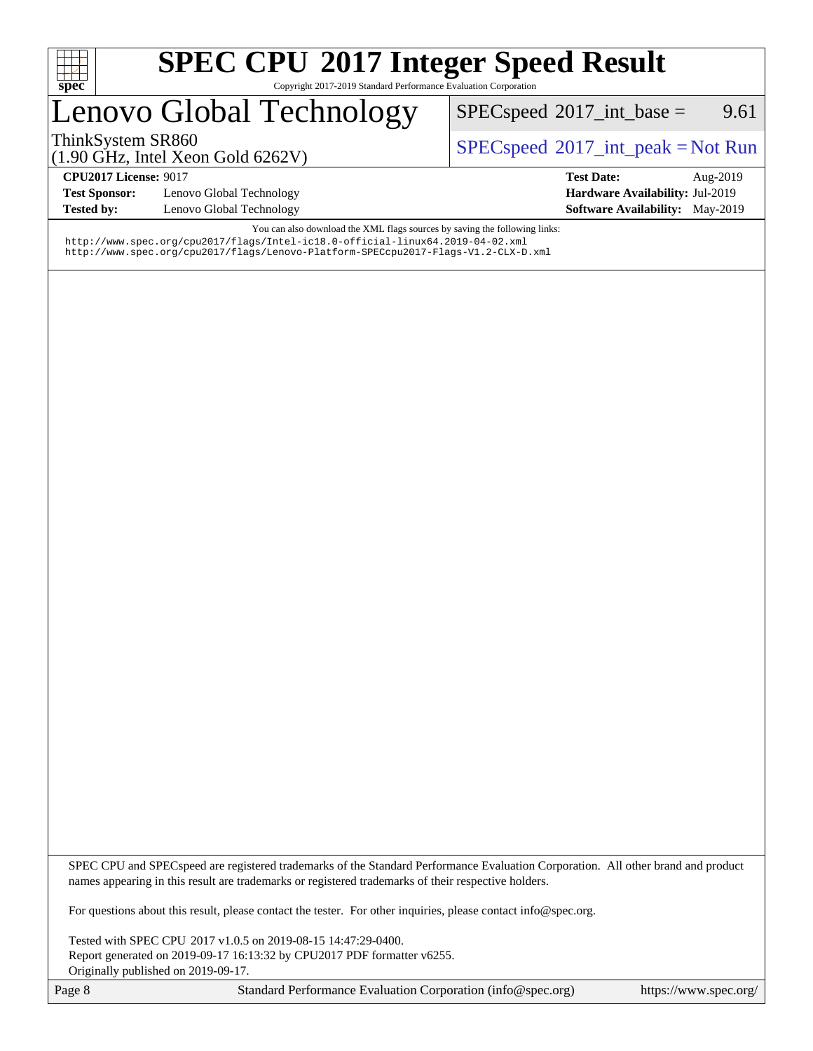# SPEC CPU 2017 Integer Speed Result

Copyright 2017-2019 Standard Performance Evaluation Corporation

# Lenovo Global Technology

ThinkSystem SR860
(1.90 GHz, Intel Xeon Gold 6262V)

SPECspeed 2017_int_base = 9.61

SPECspeed 2017_int_peak = Not Run

**CPU2017 License:** 9017
**Test Sponsor:** Lenovo Global Technology
**Tested by:** Lenovo Global Technology

**Test Date:** Aug-2019
**Hardware Availability:** Jul-2019
**Software Availability:** May-2019

You can also download the XML flags sources by saving the following links:

```
http://www.spec.org/cpu2017/flags/Intel-ic18.0-official-linux64.2019-04-02.xml
http://www.spec.org/cpu2017/flags/Lenovo-Platform-SPECcpu2017-Flags-V1.2-CLX-D.xml
```

SPEC CPU and SPECspeed are registered trademarks of the Standard Performance Evaluation Corporation. All other brand and product names appearing in this result are trademarks or registered trademarks of their respective holders.

For questions about this result, please contact the tester. For other inquiries, please contact info@spec.org.

Tested with SPEC CPU 2017 v1.0.5 on 2019-08-15 14:47:29-0400.
Report generated on 2019-09-17 16:13:32 by CPU2017 PDF formatter v6255.
Originally published on 2019-09-17.

Standard Performance Evaluation Corporation (info@spec.org) https://www.spec.org/